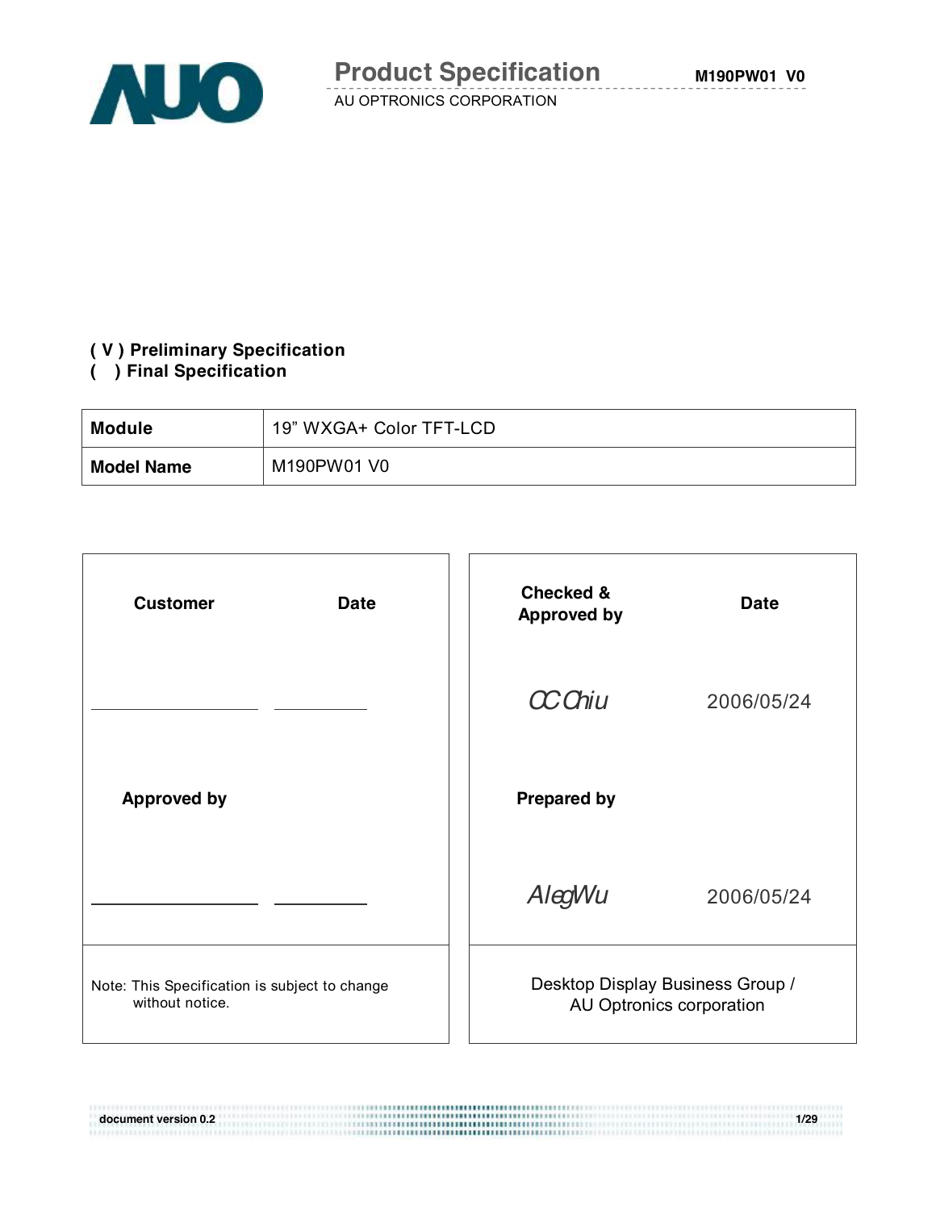# Product Specification

AU OPTRONICS CORPORATION

M190PW01 V0

**( V ) Preliminary Specification**
**(   ) Final Specification**

| **Module** | 19” WXGA+ Color TFT-LCD |
|---|---|
| **Model Name** | M190PW01 V0 |

| **Customer** | **Date** | **Checked & Approved by** | **Date** |
|---|---|---|---|
| | | *CC Chiu* | 2006/05/24 |
| **Approved by** | | **Prepared by** | |
| | | *Aleg Wu* | 2006/05/24 |
| Note: This Specification is subject to change without notice. | | Desktop Display Business Group / AU Optronics corporation | |

document version 0.2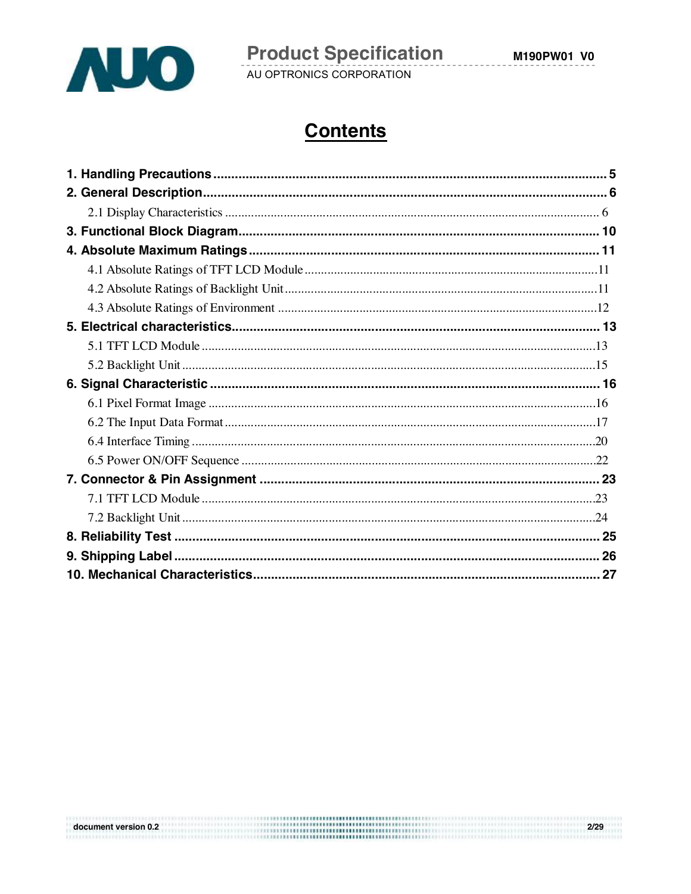# Contents

**1. Handling Precautions** .............................................................................................................. **5**

**2. General Description** ................................................................................................................. **6**

2.1 Display Characteristics ................................................................................................................ 6

**3. Functional Block Diagram** ....................................................................................................... **10**

**4. Absolute Maximum Ratings** ..................................................................................................... **11**

4.1 Absolute Ratings of TFT LCD Module ........................................................................................11

4.2 Absolute Ratings of Backlight Unit ...............................................................................................11

4.3 Absolute Ratings of Environment ................................................................................................12

**5. Electrical characteristics** ........................................................................................................... **13**

5.1 TFT LCD Module .........................................................................................................................13

5.2 Backlight Unit ...............................................................................................................................15

**6. Signal Characteristic** ................................................................................................................ **16**

6.1 Pixel Format Image .......................................................................................................................16

6.2 The Input Data Format .................................................................................................................17

6.4 Interface Timing ...........................................................................................................................20

6.5 Power ON/OFF Sequence ............................................................................................................22

**7. Connector & Pin Assignment** ................................................................................................... **23**

7.1 TFT LCD Module .........................................................................................................................23

7.2 Backlight Unit ...............................................................................................................................24

**8. Reliability Test** ......................................................................................................................... **25**

**9. Shipping Label** ......................................................................................................................... **26**

**10. Mechanical Characteristics** .................................................................................................... **27**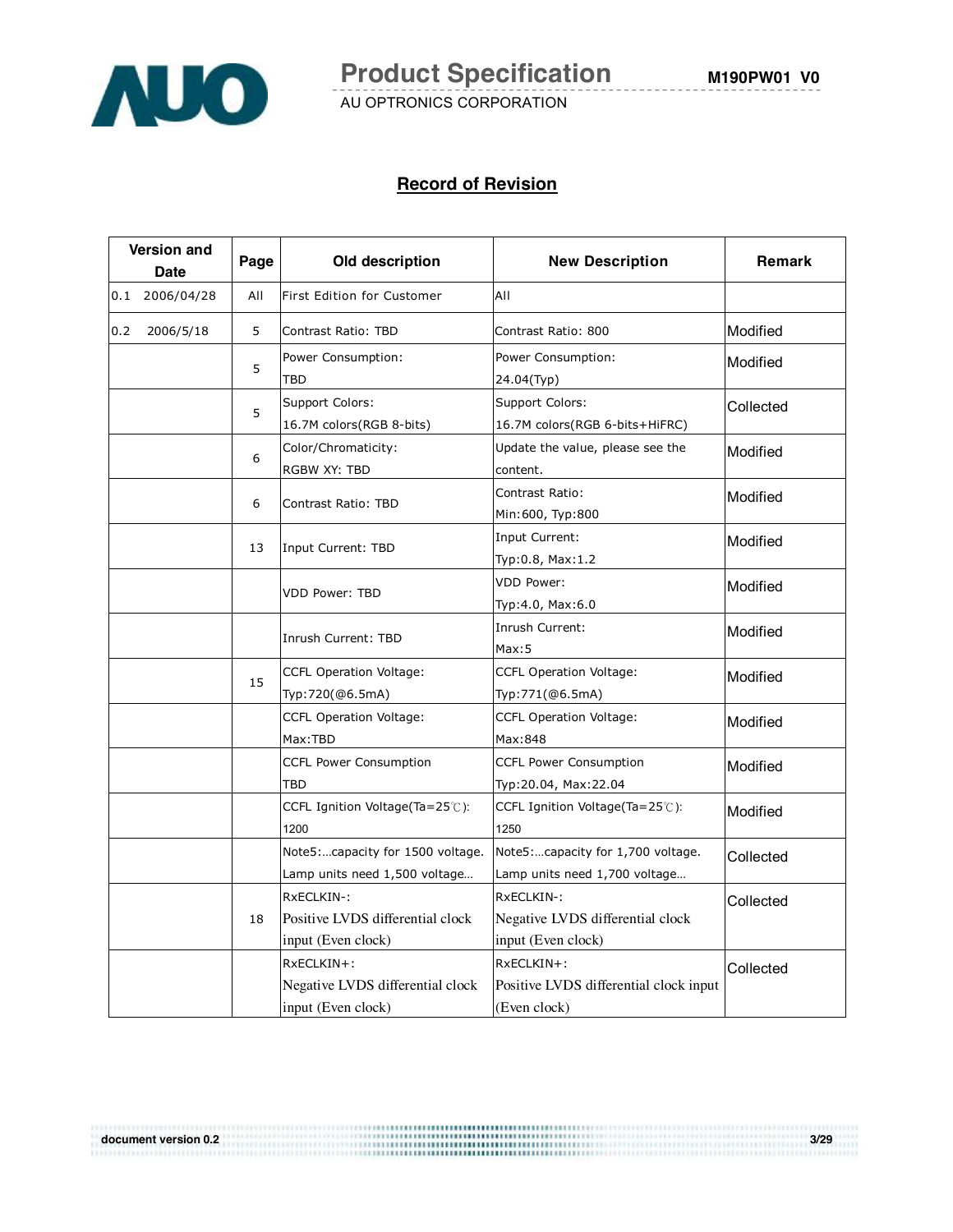## Record of Revision

| Version and Date | Page | Old description | New Description | Remark |
|---|---|---|---|---|
| 0.1 2006/04/28 | All | First Edition for Customer | All | |
| 0.2 2006/5/18 | 5 | Contrast Ratio: TBD | Contrast Ratio: 800 | Modified |
| | 5 | Power Consumption: TBD | Power Consumption: 24.04(Typ) | Modified |
| | 5 | Support Colors: 16.7M colors(RGB 8-bits) | Support Colors: 16.7M colors(RGB 6-bits+HiFRC) | Collected |
| | 6 | Color/Chromaticity: RGBW XY: TBD | Update the value, please see the content. | Modified |
| | 6 | Contrast Ratio: TBD | Contrast Ratio: Min:600, Typ:800 | Modified |
| | 13 | Input Current: TBD | Input Current: Typ:0.8, Max:1.2 | Modified |
| | | VDD Power: TBD | VDD Power: Typ:4.0, Max:6.0 | Modified |
| | | Inrush Current: TBD | Inrush Current: Max:5 | Modified |
| | 15 | CCFL Operation Voltage: Typ:720(@6.5mA) | CCFL Operation Voltage: Typ:771(@6.5mA) | Modified |
| | | CCFL Operation Voltage: Max:TBD | CCFL Operation Voltage: Max:848 | Modified |
| | | CCFL Power Consumption TBD | CCFL Power Consumption Typ:20.04, Max:22.04 | Modified |
| | | CCFL Ignition Voltage(Ta=25℃): 1200 | CCFL Ignition Voltage(Ta=25℃): 1250 | Modified |
| | | Note5:…capacity for 1500 voltage. Lamp units need 1,500 voltage… | Note5:…capacity for 1,700 voltage. Lamp units need 1,700 voltage… | Collected |
| | 18 | RxECLKIN-: Positive LVDS differential clock input (Even clock) | RxECLKIN-: Negative LVDS differential clock input (Even clock) | Collected |
| | | RxECLKIN+: Negative LVDS differential clock input (Even clock) | RxECLKIN+: Positive LVDS differential clock input (Even clock) | Collected |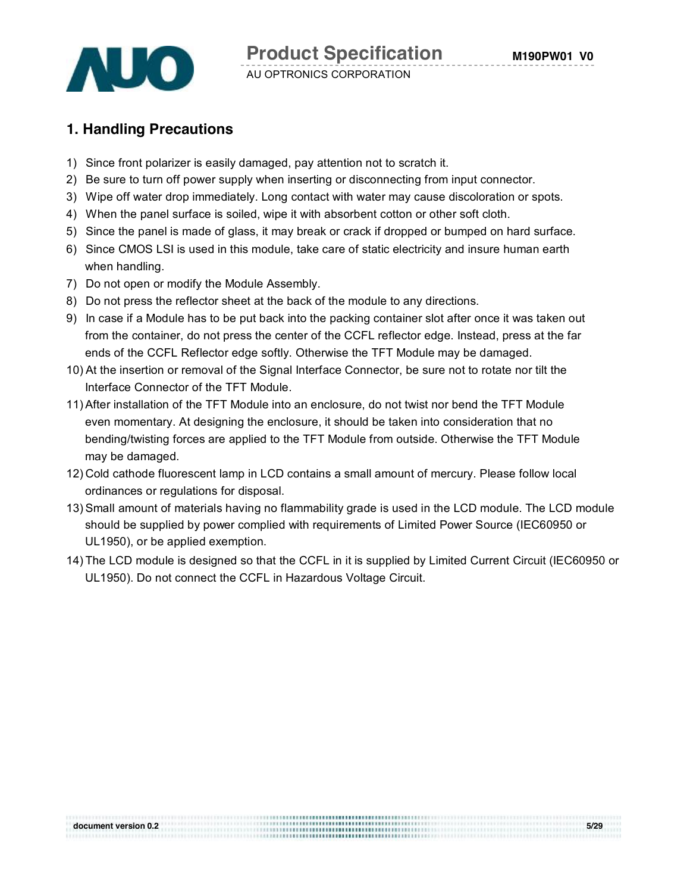## 1. Handling Precautions

1) Since front polarizer is easily damaged, pay attention not to scratch it.
2) Be sure to turn off power supply when inserting or disconnecting from input connector.
3) Wipe off water drop immediately. Long contact with water may cause discoloration or spots.
4) When the panel surface is soiled, wipe it with absorbent cotton or other soft cloth.
5) Since the panel is made of glass, it may break or crack if dropped or bumped on hard surface.
6) Since CMOS LSI is used in this module, take care of static electricity and insure human earth when handling.
7) Do not open or modify the Module Assembly.
8) Do not press the reflector sheet at the back of the module to any directions.
9) In case if a Module has to be put back into the packing container slot after once it was taken out from the container, do not press the center of the CCFL reflector edge. Instead, press at the far ends of the CCFL Reflector edge softly. Otherwise the TFT Module may be damaged.
10) At the insertion or removal of the Signal Interface Connector, be sure not to rotate nor tilt the Interface Connector of the TFT Module.
11) After installation of the TFT Module into an enclosure, do not twist nor bend the TFT Module even momentary. At designing the enclosure, it should be taken into consideration that no bending/twisting forces are applied to the TFT Module from outside. Otherwise the TFT Module may be damaged.
12) Cold cathode fluorescent lamp in LCD contains a small amount of mercury. Please follow local ordinances or regulations for disposal.
13) Small amount of materials having no flammability grade is used in the LCD module. The LCD module should be supplied by power complied with requirements of Limited Power Source (IEC60950 or UL1950), or be applied exemption.
14) The LCD module is designed so that the CCFL in it is supplied by Limited Current Circuit (IEC60950 or UL1950). Do not connect the CCFL in Hazardous Voltage Circuit.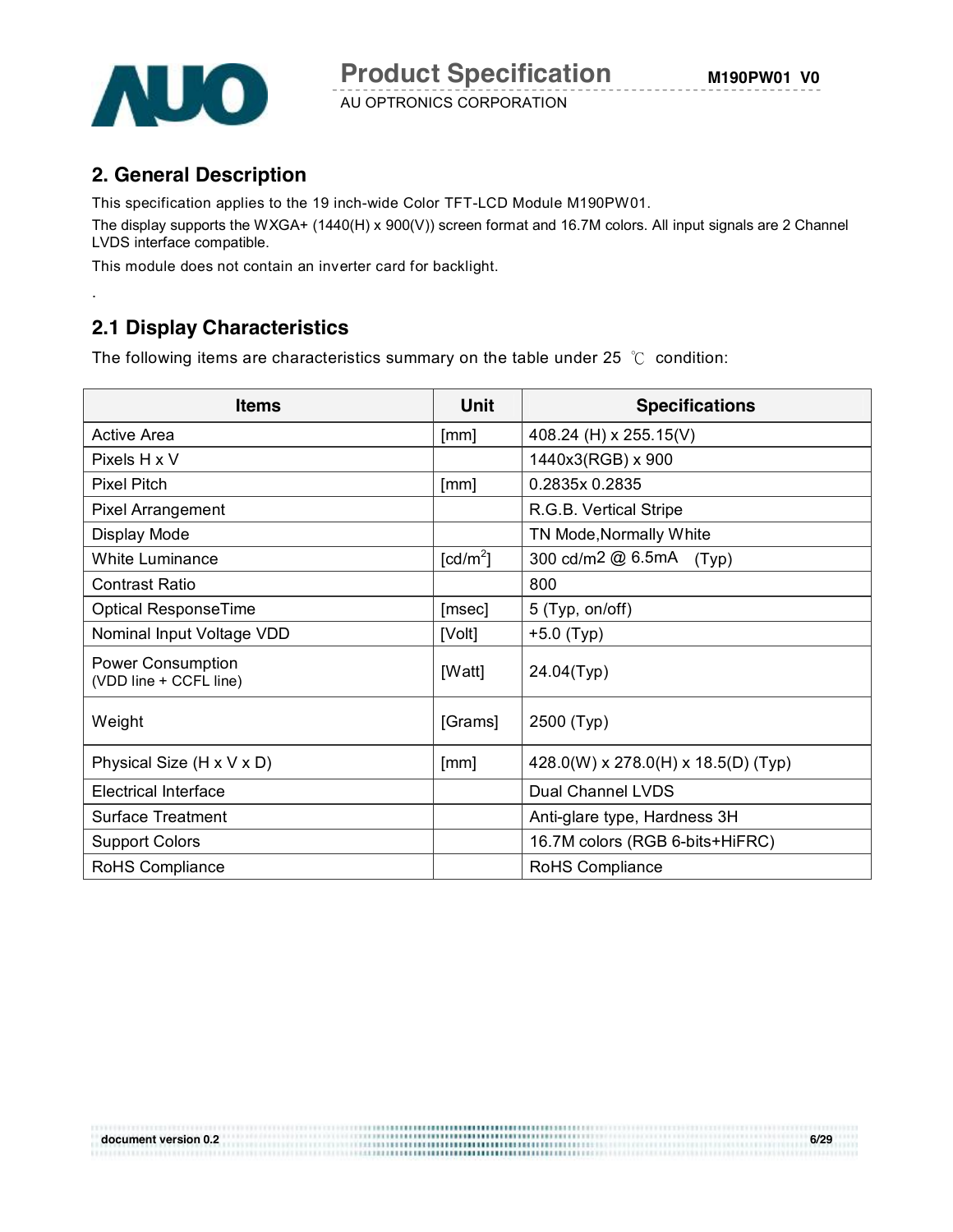## 2. General Description

This specification applies to the 19 inch-wide Color TFT-LCD Module M190PW01.

The display supports the WXGA+ (1440(H) x 900(V)) screen format and 16.7M colors. All input signals are 2 Channel LVDS interface compatible.

This module does not contain an inverter card for backlight.

.

## 2.1 Display Characteristics

The following items are characteristics summary on the table under 25 ℃ condition:

| Items | Unit | Specifications |
|---|---|---|
| Active Area | [mm] | 408.24 (H) x 255.15(V) |
| Pixels H x V | | 1440x3(RGB) x 900 |
| Pixel Pitch | [mm] | 0.2835x 0.2835 |
| Pixel Arrangement | | R.G.B. Vertical Stripe |
| Display Mode | | TN Mode,Normally White |
| White Luminance | [cd/m$^2$] | 300 cd/m2 @ 6.5mA (Typ) |
| Contrast Ratio | | 800 |
| Optical ResponseTime | [msec] | 5 (Typ, on/off) |
| Nominal Input Voltage VDD | [Volt] | +5.0 (Typ) |
| Power Consumption (VDD line + CCFL line) | [Watt] | 24.04(Typ) |
| Weight | [Grams] | 2500 (Typ) |
| Physical Size (H x V x D) | [mm] | 428.0(W) x 278.0(H) x 18.5(D) (Typ) |
| Electrical Interface | | Dual Channel LVDS |
| Surface Treatment | | Anti-glare type, Hardness 3H |
| Support Colors | | 16.7M colors (RGB 6-bits+HiFRC) |
| RoHS Compliance | | RoHS Compliance |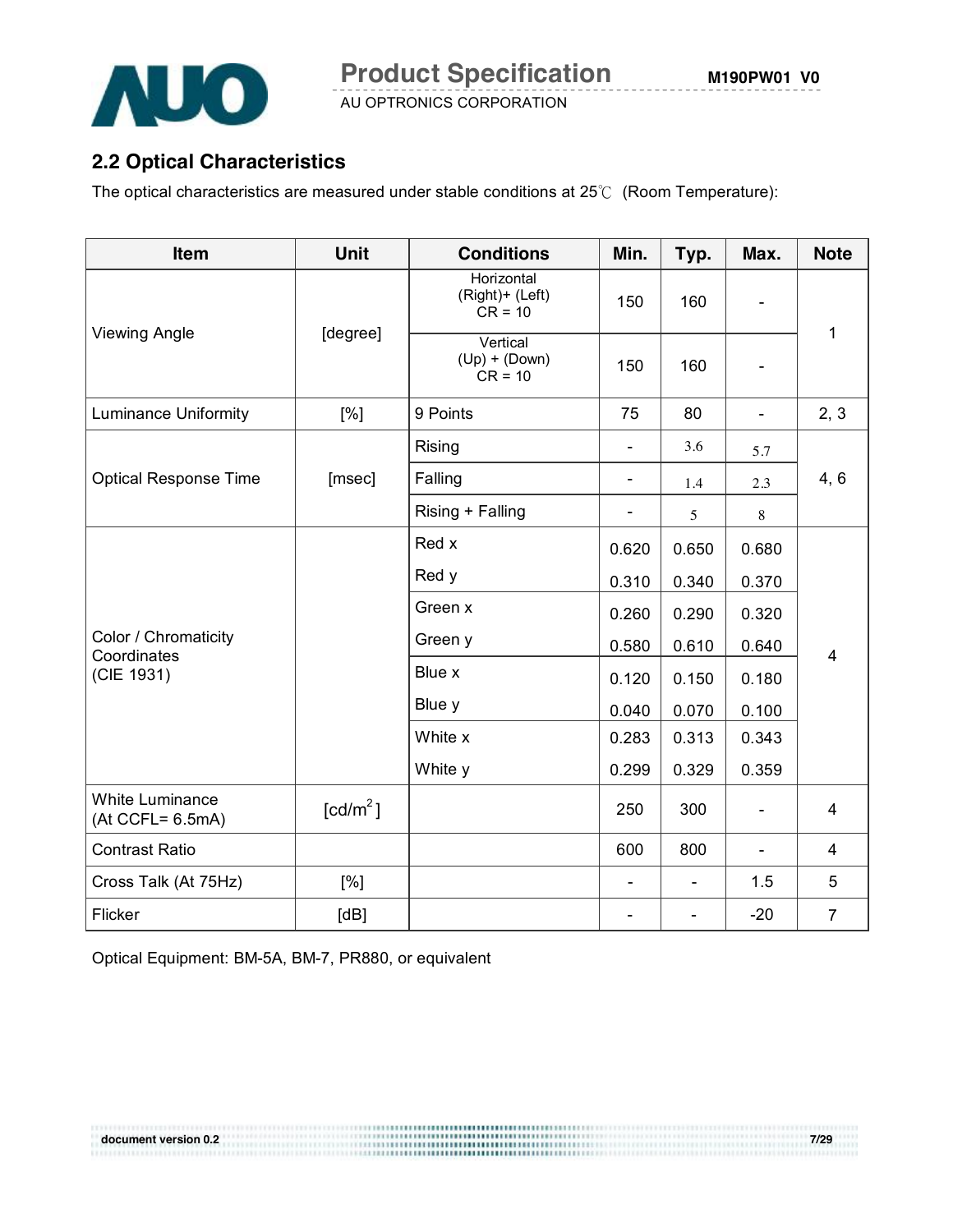## 2.2 Optical Characteristics

The optical characteristics are measured under stable conditions at 25℃ (Room Temperature):

| Item | Unit | Conditions | Min. | Typ. | Max. | Note |
|---|---|---|---|---|---|---|
| Viewing Angle | [degree] | Horizontal (Right)+ (Left) CR = 10 | 150 | 160 | - | 1 |
| | | Vertical (Up) + (Down) CR = 10 | 150 | 160 | - | |
| Luminance Uniformity | [%] | 9 Points | 75 | 80 | - | 2, 3 |
| Optical Response Time | [msec] | Rising | - | 3.6 | 5.7 | 4, 6 |
| | | Falling | - | 1.4 | 2.3 | |
| | | Rising + Falling | - | 5 | 8 | |
| Color / Chromaticity Coordinates (CIE 1931) | | Red x | 0.620 | 0.650 | 0.680 | 4 |
| | | Red y | 0.310 | 0.340 | 0.370 | |
| | | Green x | 0.260 | 0.290 | 0.320 | |
| | | Green y | 0.580 | 0.610 | 0.640 | |
| | | Blue x | 0.120 | 0.150 | 0.180 | |
| | | Blue y | 0.040 | 0.070 | 0.100 | |
| | | White x | 0.283 | 0.313 | 0.343 | |
| | | White y | 0.299 | 0.329 | 0.359 | |
| White Luminance (At CCFL= 6.5mA) | [cd/m$^2$] | | 250 | 300 | - | 4 |
| Contrast Ratio | | | 600 | 800 | - | 4 |
| Cross Talk (At 75Hz) | [%] | | - | - | 1.5 | 5 |
| Flicker | [dB] | | - | - | -20 | 7 |

Optical Equipment: BM-5A, BM-7, PR880, or equivalent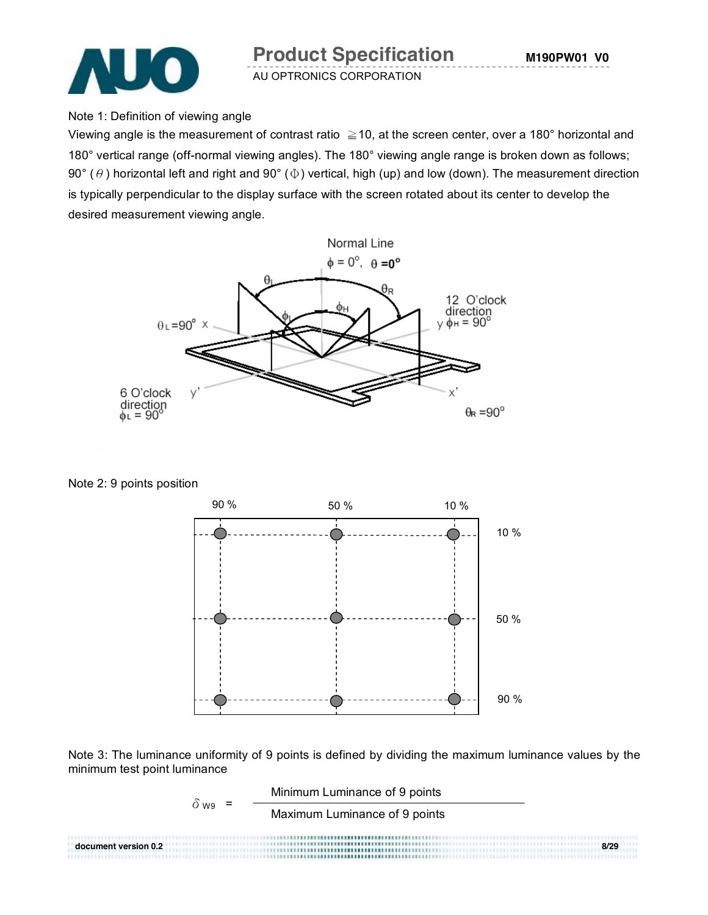Note 1: Definition of viewing angle

Viewing angle is the measurement of contrast ratio ≧10, at the screen center, over a 180° horizontal and 180° vertical range (off-normal viewing angles). The 180° viewing angle range is broken down as follows; 90° ($\theta$) horizontal left and right and 90° ($\Phi$) vertical, high (up) and low (down). The measurement direction is typically perpendicular to the display surface with the screen rotated about its center to develop the desired measurement viewing angle.

Normal Line

$\phi = 0^o$, $\theta = 0^o$

$\theta_L = 90^o$ x

12 O'clock direction y $\phi_H = 90^o$

6 O'clock direction $\phi_L = 90^o$ y'

x'

$\theta_R = 90^o$

Note 2: 9 points position

90 % 50 % 10 %

10 %

50 %

90 %

Note 3: The luminance uniformity of 9 points is defined by dividing the maximum luminance values by the minimum test point luminance

$$\delta_{W9} = \frac{\text{Minimum Luminance of 9 points}}{\text{Maximum Luminance of 9 points}}$$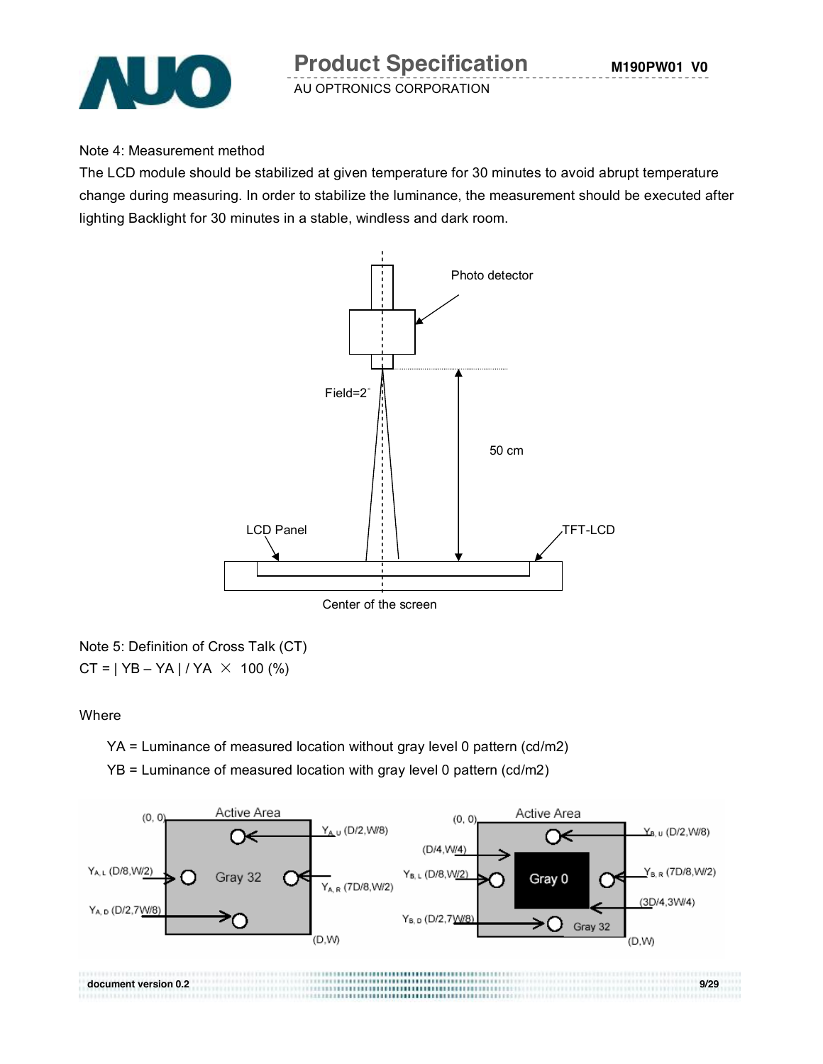Note 4: Measurement method

The LCD module should be stabilized at given temperature for 30 minutes to avoid abrupt temperature change during measuring. In order to stabilize the luminance, the measurement should be executed after lighting Backlight for 30 minutes in a stable, windless and dark room.

Note 5: Definition of Cross Talk (CT)

CT = | YB – YA | / YA × 100 (%)

Where

YA = Luminance of measured location without gray level 0 pattern (cd/m2)

YB = Luminance of measured location with gray level 0 pattern (cd/m2)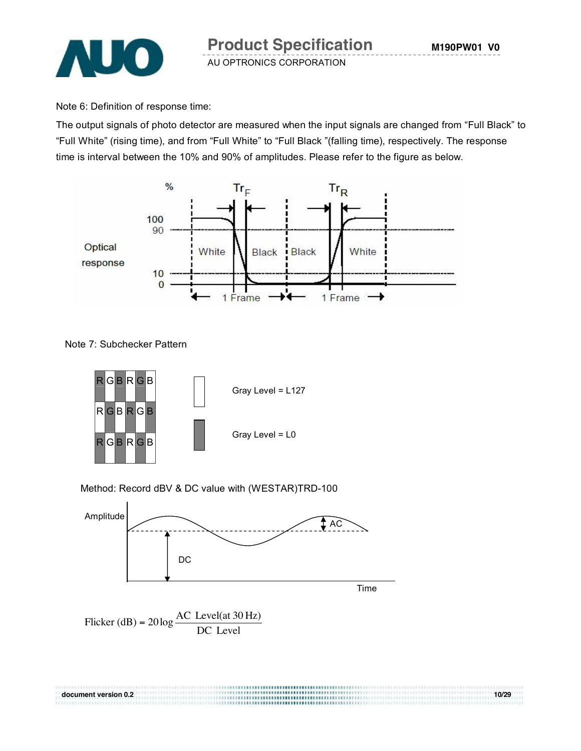Note 6: Definition of response time:

The output signals of photo detector are measured when the input signals are changed from "Full Black" to "Full White" (rising time), and from "Full White" to "Full Black "(falling time), respectively. The response time is interval between the 10% and 90% of amplitudes. Please refer to the figure as below.

Note 7: Subchecker Pattern

Gray Level = L127

Gray Level = L0

Method: Record dBV & DC value with (WESTAR)TRD-100

$$\text{Flicker (dB)} = 20\log\frac{\text{AC Level(at 30 Hz)}}{\text{DC Level}}$$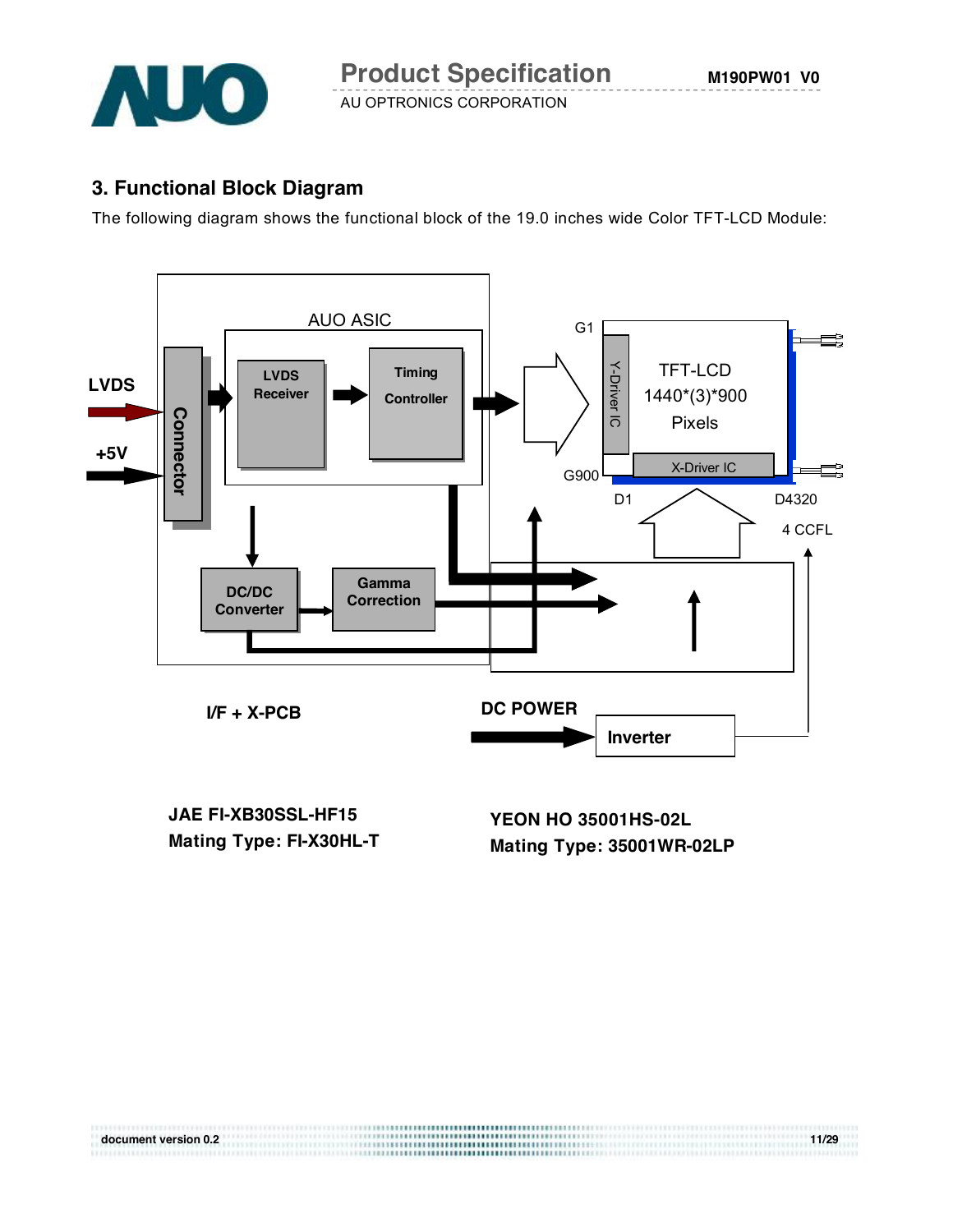## 3. Functional Block Diagram

The following diagram shows the functional block of the 19.0 inches wide Color TFT-LCD Module:

LVDS

+5V

Connector

AUO ASIC

LVDS Receiver

Timing Controller

DC/DC Converter

Gamma Correction

G1

G900

Y-Driver IC

TFT-LCD 1440*(3)*900 Pixels

X-Driver IC

D1

D4320

4 CCFL

I/F + X-PCB

DC POWER

Inverter

**JAE FI-XB30SSL-HF15**
**Mating Type: FI-X30HL-T**

**YEON HO 35001HS-02L**
**Mating Type: 35001WR-02LP**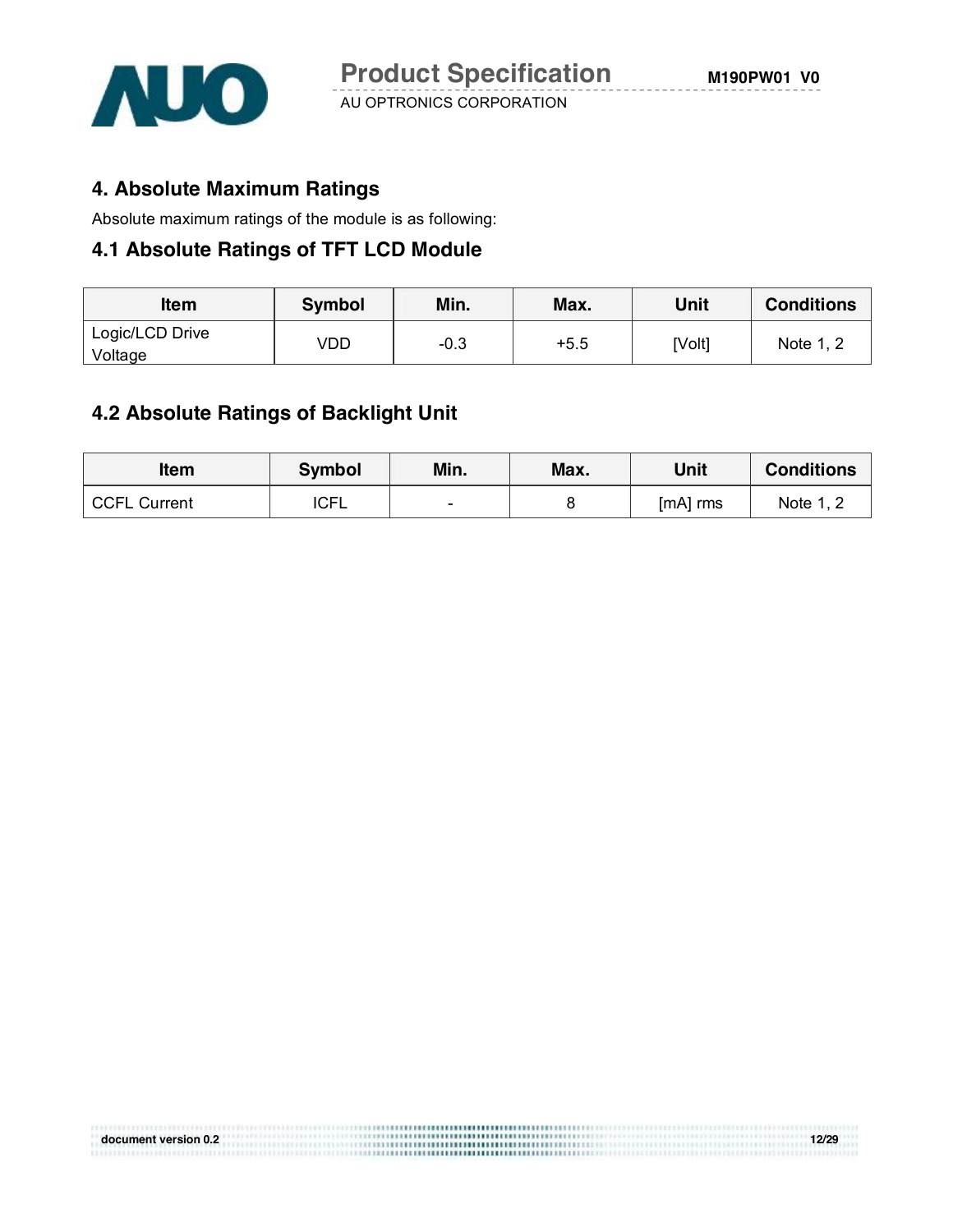## 4. Absolute Maximum Ratings

Absolute maximum ratings of the module is as following:

### 4.1 Absolute Ratings of TFT LCD Module

| Item | Symbol | Min. | Max. | Unit | Conditions |
|---|---|---|---|---|---|
| Logic/LCD Drive Voltage | VDD | -0.3 | +5.5 | [Volt] | Note 1, 2 |

### 4.2 Absolute Ratings of Backlight Unit

| Item | Symbol | Min. | Max. | Unit | Conditions |
|---|---|---|---|---|---|
| CCFL Current | ICFL | - | 8 | [mA] rms | Note 1, 2 |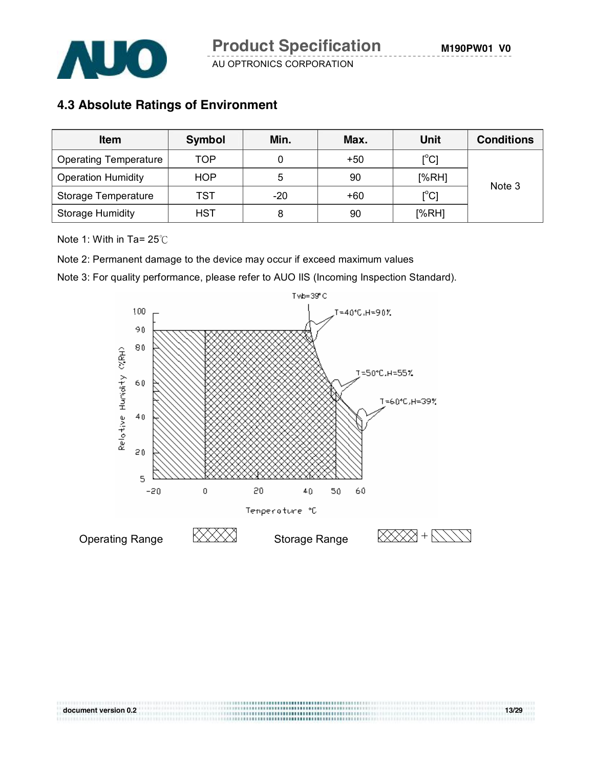## 4.3 Absolute Ratings of Environment

| Item | Symbol | Min. | Max. | Unit | Conditions |
|---|---|---|---|---|---|
| Operating Temperature | TOP | 0 | +50 | [°C] | Note 3 |
| Operation Humidity | HOP | 5 | 90 | [%RH] | |
| Storage Temperature | TST | -20 | +60 | [°C] | |
| Storage Humidity | HST | 8 | 90 | [%RH] | |

Note 1: With in Ta= 25℃

Note 2: Permanent damage to the device may occur if exceed maximum values

Note 3: For quality performance, please refer to AUO IIS (Incoming Inspection Standard).

Operating Range

Storage Range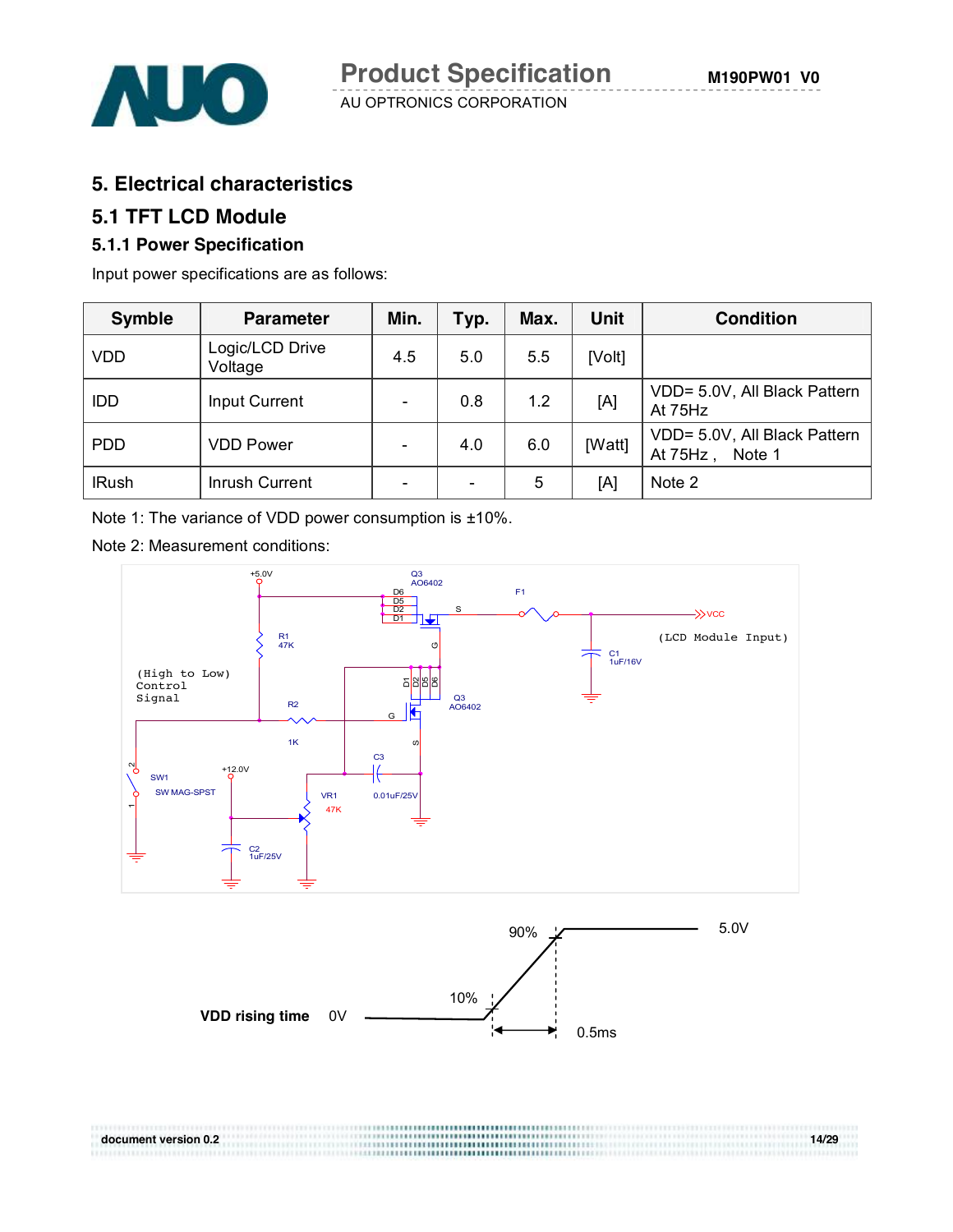# 5. Electrical characteristics

## 5.1 TFT LCD Module

### 5.1.1 Power Specification

Input power specifications are as follows:

| Symble | Parameter | Min. | Typ. | Max. | Unit | Condition |
|---|---|---|---|---|---|---|
| VDD | Logic/LCD Drive Voltage | 4.5 | 5.0 | 5.5 | [Volt] | |
| IDD | Input Current | - | 0.8 | 1.2 | [A] | VDD= 5.0V, All Black Pattern At 75Hz |
| PDD | VDD Power | - | 4.0 | 6.0 | [Watt] | VDD= 5.0V, All Black Pattern At 75Hz , Note 1 |
| IRush | Inrush Current | - | - | 5 | [A] | Note 2 |

Note 1: The variance of VDD power consumption is ±10%.

Note 2: Measurement conditions:

VDD rising time: 0V to 5.0V, 10% to 90% within 0.5ms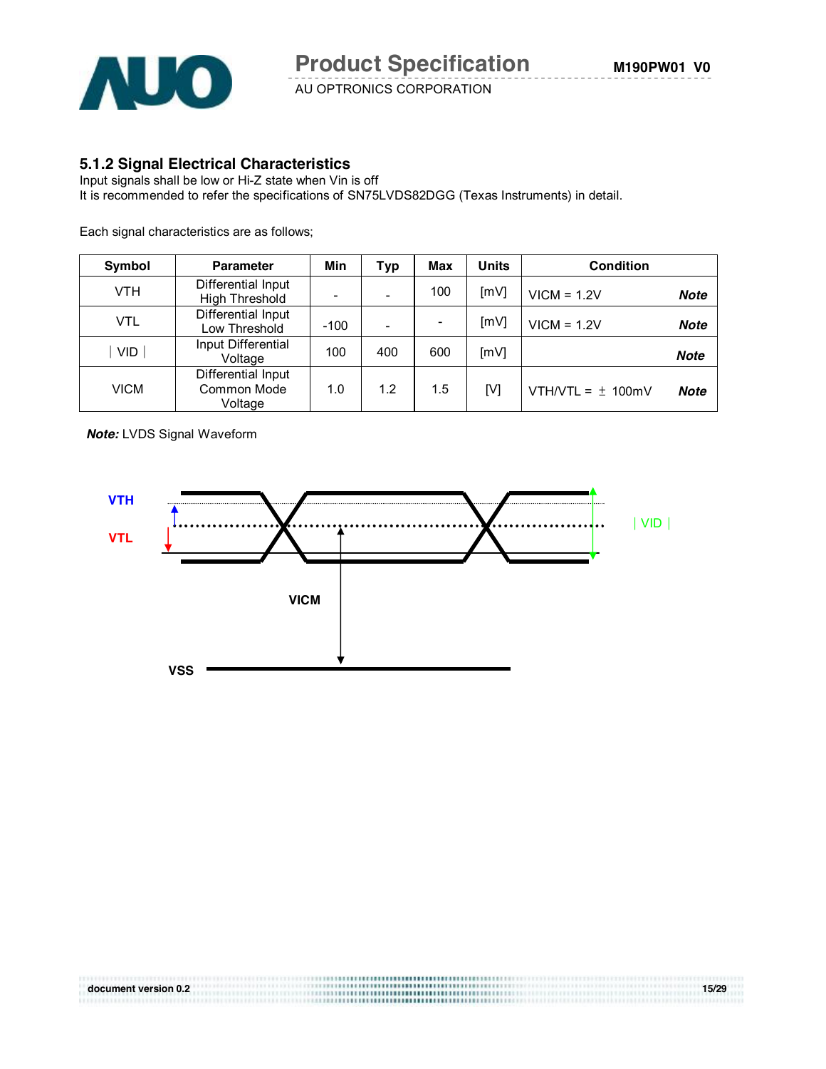### 5.1.2 Signal Electrical Characteristics

Input signals shall be low or Hi-Z state when Vin is off
It is recommended to refer the specifications of SN75LVDS82DGG (Texas Instruments) in detail.

Each signal characteristics are as follows;

| Symbol | Parameter | Min | Typ | Max | Units | Condition |
|---|---|---|---|---|---|---|
| VTH | Differential Input High Threshold | - | - | 100 | [mV] | VICM = 1.2V ***Note*** |
| VTL | Differential Input Low Threshold | -100 | - | - | [mV] | VICM = 1.2V ***Note*** |
| ∣ VID ∣ | Input Differential Voltage | 100 | 400 | 600 | [mV] | ***Note*** |
| VICM | Differential Input Common Mode Voltage | 1.0 | 1.2 | 1.5 | [V] | VTH/VTL = ± 100mV ***Note*** |

***Note:*** LVDS Signal Waveform

VTH
VTL
∣ VID ∣
VICM
VSS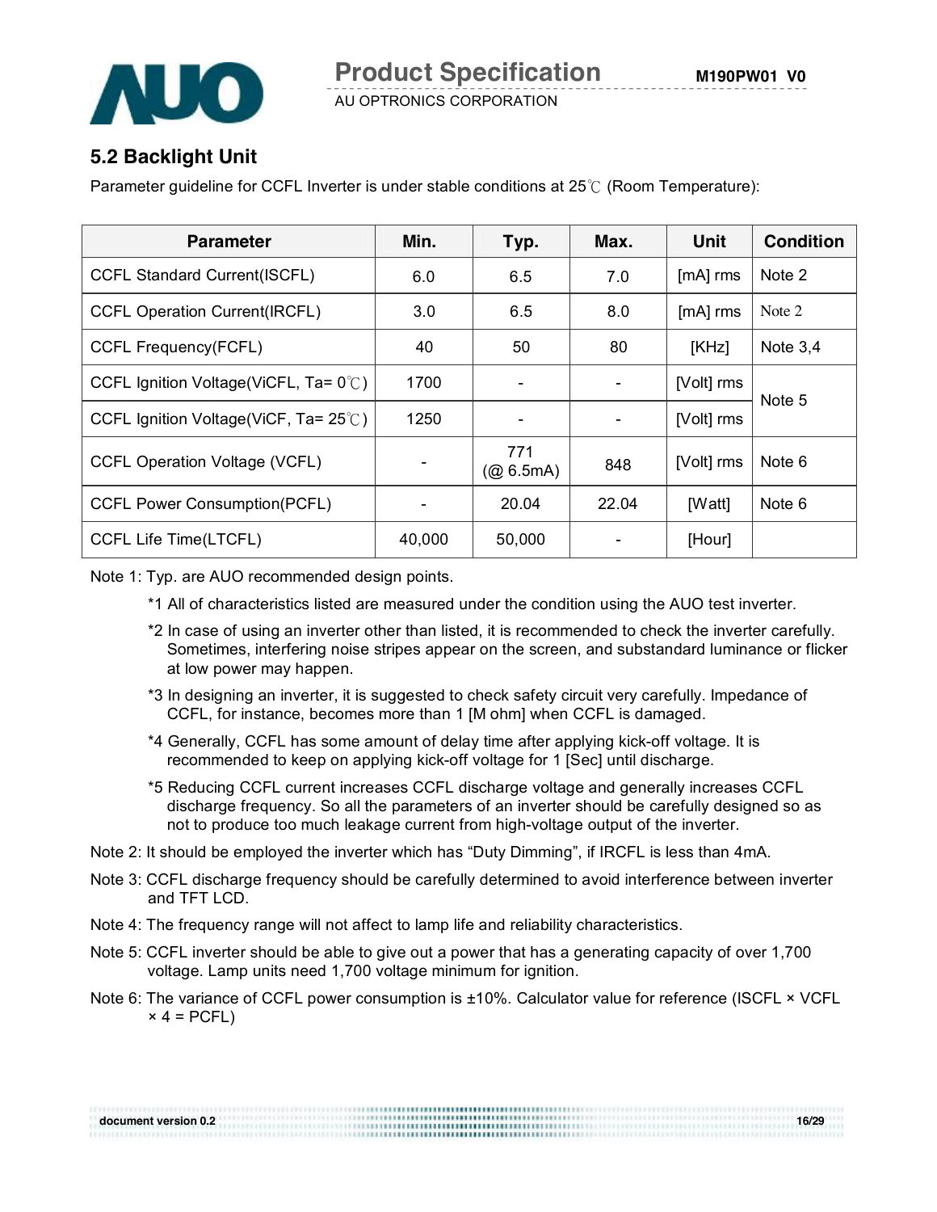## 5.2 Backlight Unit

Parameter guideline for CCFL Inverter is under stable conditions at 25℃ (Room Temperature):

| Parameter | Min. | Typ. | Max. | Unit | Condition |
|---|---|---|---|---|---|
| CCFL Standard Current(ISCFL) | 6.0 | 6.5 | 7.0 | [mA] rms | Note 2 |
| CCFL Operation Current(IRCFL) | 3.0 | 6.5 | 8.0 | [mA] rms | Note 2 |
| CCFL Frequency(FCFL) | 40 | 50 | 80 | [KHz] | Note 3,4 |
| CCFL Ignition Voltage(ViCFL, Ta= 0℃) | 1700 | - | - | [Volt] rms | Note 5 |
| CCFL Ignition Voltage(ViCF, Ta= 25℃) | 1250 | - | - | [Volt] rms | |
| CCFL Operation Voltage (VCFL) | - | 771 (@ 6.5mA) | 848 | [Volt] rms | Note 6 |
| CCFL Power Consumption(PCFL) | - | 20.04 | 22.04 | [Watt] | Note 6 |
| CCFL Life Time(LTCFL) | 40,000 | 50,000 | - | [Hour] | |

Note 1: Typ. are AUO recommended design points.

*1 All of characteristics listed are measured under the condition using the AUO test inverter.

*2 In case of using an inverter other than listed, it is recommended to check the inverter carefully. Sometimes, interfering noise stripes appear on the screen, and substandard luminance or flicker at low power may happen.

*3 In designing an inverter, it is suggested to check safety circuit very carefully. Impedance of CCFL, for instance, becomes more than 1 [M ohm] when CCFL is damaged.

*4 Generally, CCFL has some amount of delay time after applying kick-off voltage. It is recommended to keep on applying kick-off voltage for 1 [Sec] until discharge.

*5 Reducing CCFL current increases CCFL discharge voltage and generally increases CCFL discharge frequency. So all the parameters of an inverter should be carefully designed so as not to produce too much leakage current from high-voltage output of the inverter.

Note 2: It should be employed the inverter which has "Duty Dimming", if IRCFL is less than 4mA.

Note 3: CCFL discharge frequency should be carefully determined to avoid interference between inverter and TFT LCD.

Note 4: The frequency range will not affect to lamp life and reliability characteristics.

Note 5: CCFL inverter should be able to give out a power that has a generating capacity of over 1,700 voltage. Lamp units need 1,700 voltage minimum for ignition.

Note 6: The variance of CCFL power consumption is ±10%. Calculator value for reference (ISCFL × VCFL × 4 = PCFL)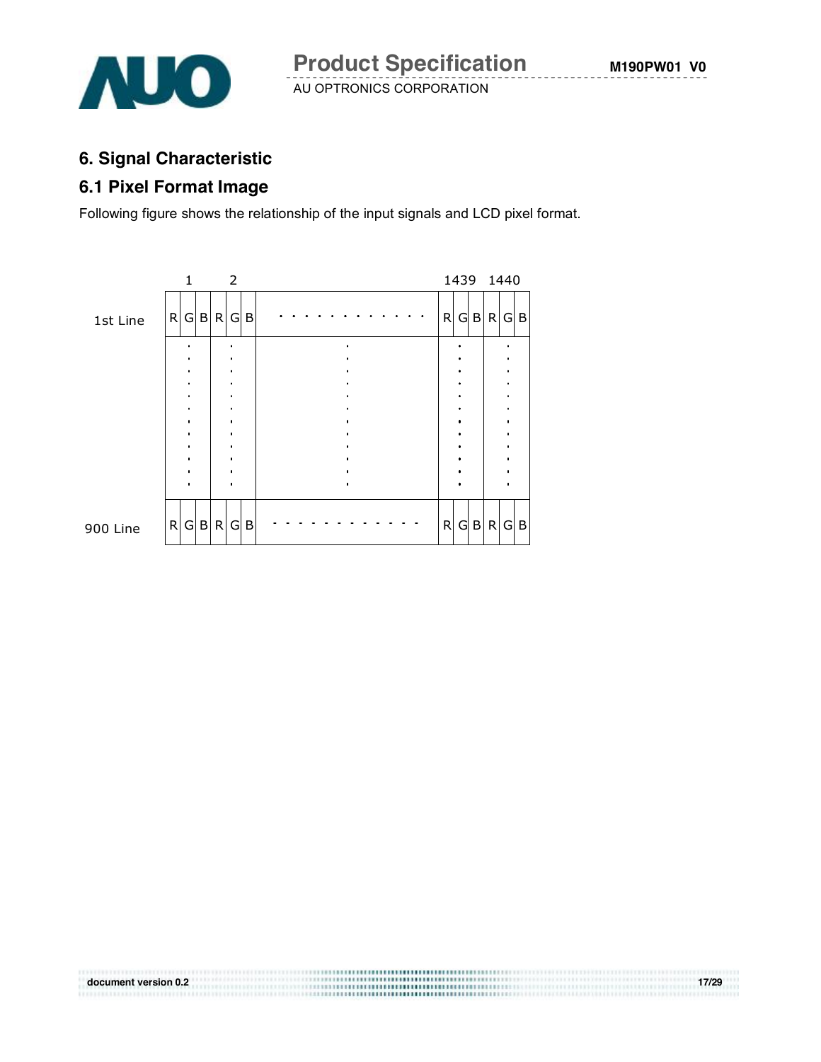## 6. Signal Characteristic

### 6.1 Pixel Format Image

Following figure shows the relationship of the input signals and LCD pixel format.

| | 1 | | | 2 | | | | 1439 | | | 1440 | | |
|---|---|---|---|---|---|---|---|---|---|---|---|---|---|
| 1st Line | R | G | B | R | G | B | · · · · · · · · · · · · | R | G | B | R | G | B |
| | ⋮ | | | ⋮ | | | ⋮ | ⋮ | | | ⋮ | | |
| 900 Line | R | G | B | R | G | B | - - - - - - - - - - - - | R | G | B | R | G | B |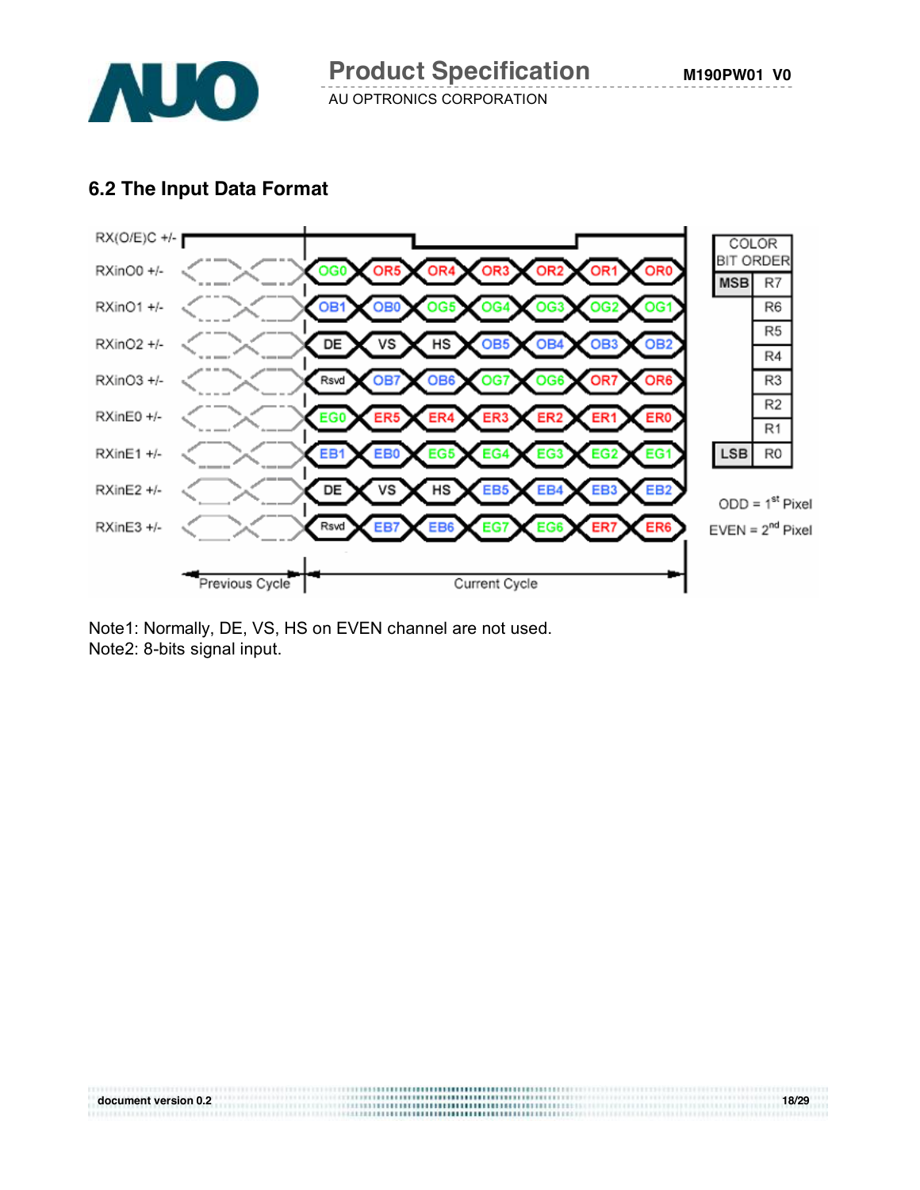## 6.2 The Input Data Format

| Signal | Previous Cycle | Current Cycle | | | | | | |
|---|---|---|---|---|---|---|---|---|
| RX(O/E)C +/- | | | | | | | | |
| RXinO0 +/- | | OG0 | OR5 | OR4 | OR3 | OR2 | OR1 | OR0 |
| RXinO1 +/- | | OB1 | OB0 | OG5 | OG4 | OG3 | OG2 | OG1 |
| RXinO2 +/- | | DE | VS | HS | OB5 | OB4 | OB3 | OB2 |
| RXinO3 +/- | | Rsvd | OB7 | OB6 | OG7 | OG6 | OR7 | OR6 |
| RXinE0 +/- | | EG0 | ER5 | ER4 | ER3 | ER2 | ER1 | ER0 |
| RXinE1 +/- | | EB1 | EB0 | EG5 | EG4 | EG3 | EG2 | EG1 |
| RXinE2 +/- | | DE | VS | HS | EB5 | EB4 | EB3 | EB2 |
| RXinE3 +/- | | Rsvd | EB7 | EB6 | EG7 | EG6 | ER7 | ER6 |

| COLOR BIT ORDER | |
|---|---|
| MSB | R7 |
| | R6 |
| | R5 |
| | R4 |
| | R3 |
| | R2 |
| | R1 |
| LSB | R0 |

ODD = 1st Pixel
EVEN = 2nd Pixel

Note1: Normally, DE, VS, HS on EVEN channel are not used.
Note2: 8-bits signal input.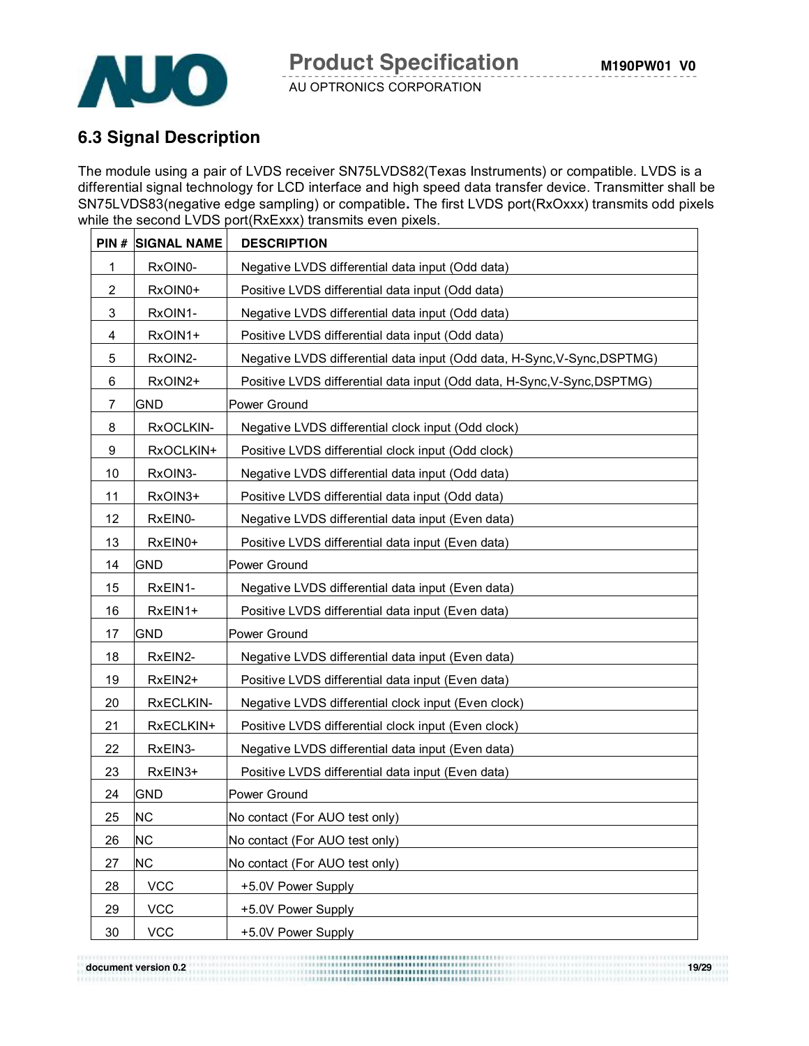## 6.3 Signal Description

The module using a pair of LVDS receiver SN75LVDS82(Texas Instruments) or compatible. LVDS is a differential signal technology for LCD interface and high speed data transfer device. Transmitter shall be SN75LVDS83(negative edge sampling) or compatible**.** The first LVDS port(RxOxxx) transmits odd pixels while the second LVDS port(RxExxx) transmits even pixels.

| PIN # | SIGNAL NAME | DESCRIPTION |
|---|---|---|
| 1 | RxOIN0- | Negative LVDS differential data input (Odd data) |
| 2 | RxOIN0+ | Positive LVDS differential data input (Odd data) |
| 3 | RxOIN1- | Negative LVDS differential data input (Odd data) |
| 4 | RxOIN1+ | Positive LVDS differential data input (Odd data) |
| 5 | RxOIN2- | Negative LVDS differential data input (Odd data, H-Sync,V-Sync,DSPTMG) |
| 6 | RxOIN2+ | Positive LVDS differential data input (Odd data, H-Sync,V-Sync,DSPTMG) |
| 7 | GND | Power Ground |
| 8 | RxOCLKIN- | Negative LVDS differential clock input (Odd clock) |
| 9 | RxOCLKIN+ | Positive LVDS differential clock input (Odd clock) |
| 10 | RxOIN3- | Negative LVDS differential data input (Odd data) |
| 11 | RxOIN3+ | Positive LVDS differential data input (Odd data) |
| 12 | RxEIN0- | Negative LVDS differential data input (Even data) |
| 13 | RxEIN0+ | Positive LVDS differential data input (Even data) |
| 14 | GND | Power Ground |
| 15 | RxEIN1- | Negative LVDS differential data input (Even data) |
| 16 | RxEIN1+ | Positive LVDS differential data input (Even data) |
| 17 | GND | Power Ground |
| 18 | RxEIN2- | Negative LVDS differential data input (Even data) |
| 19 | RxEIN2+ | Positive LVDS differential data input (Even data) |
| 20 | RxECLKIN- | Negative LVDS differential clock input (Even clock) |
| 21 | RxECLKIN+ | Positive LVDS differential clock input (Even clock) |
| 22 | RxEIN3- | Negative LVDS differential data input (Even data) |
| 23 | RxEIN3+ | Positive LVDS differential data input (Even data) |
| 24 | GND | Power Ground |
| 25 | NC | No contact (For AUO test only) |
| 26 | NC | No contact (For AUO test only) |
| 27 | NC | No contact (For AUO test only) |
| 28 | VCC | +5.0V Power Supply |
| 29 | VCC | +5.0V Power Supply |
| 30 | VCC | +5.0V Power Supply |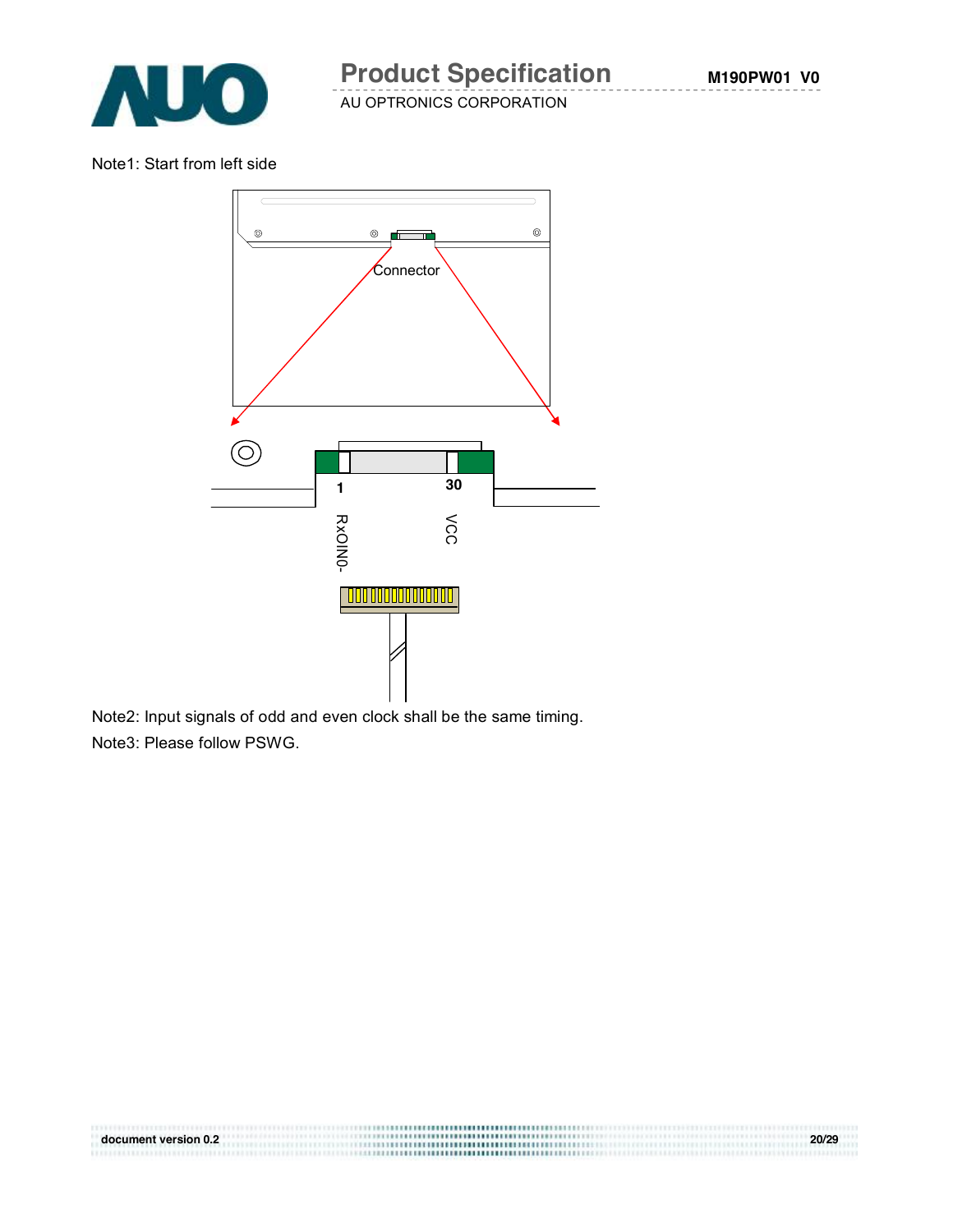Note1: Start from left side

Connector

1

30

RxOIN0-

VCC

Note2: Input signals of odd and even clock shall be the same timing.

Note3: Please follow PSWG.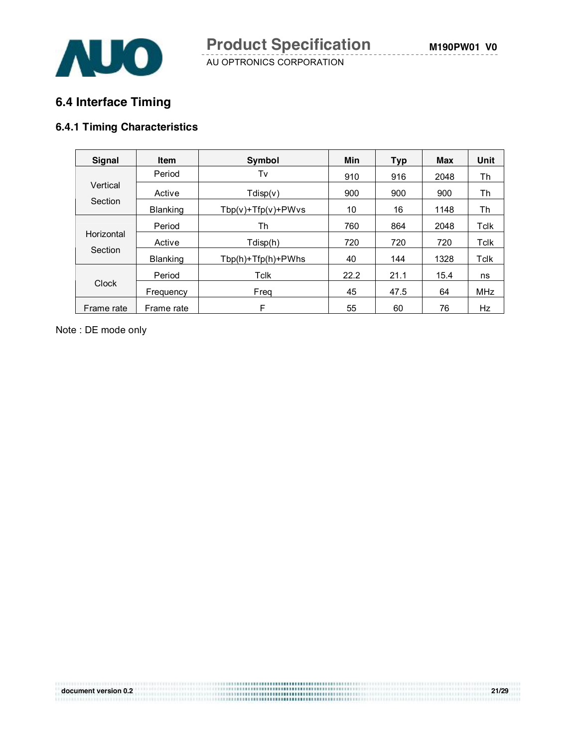## 6.4 Interface Timing

### 6.4.1 Timing Characteristics

| Signal | Item | Symbol | Min | Typ | Max | Unit |
|---|---|---|---|---|---|---|
| Vertical Section | Period | Tv | 910 | 916 | 2048 | Th |
| | Active | Tdisp(v) | 900 | 900 | 900 | Th |
| | Blanking | Tbp(v)+Tfp(v)+PWvs | 10 | 16 | 1148 | Th |
| Horizontal Section | Period | Th | 760 | 864 | 2048 | Tclk |
| | Active | Tdisp(h) | 720 | 720 | 720 | Tclk |
| | Blanking | Tbp(h)+Tfp(h)+PWhs | 40 | 144 | 1328 | Tclk |
| Clock | Period | Tclk | 22.2 | 21.1 | 15.4 | ns |
| | Frequency | Freq | 45 | 47.5 | 64 | MHz |
| Frame rate | Frame rate | F | 55 | 60 | 76 | Hz |

Note : DE mode only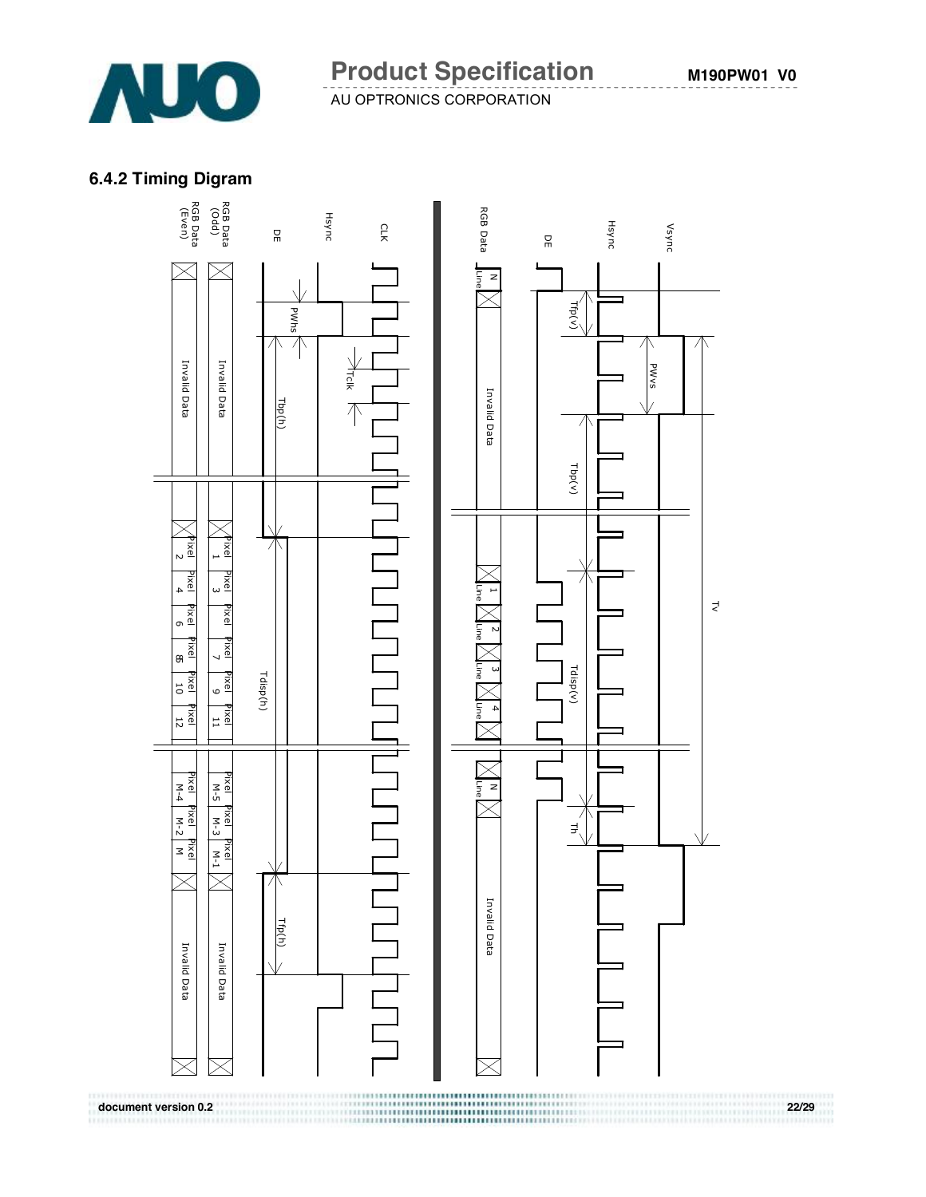### 6.4.2 Timing Digram

CLK

Hsync

DE

RGB Data (Odd)

RGB Data (Even)

PWhs

Tclk

Tbp(h)

Tdisp(h)

Tfp(h)

Invalid Data

Pixel 1, Pixel 3, Pixel 5, Pixel 7, Pixel 9, Pixel 11 … Pixel M-5, Pixel M-3, Pixel M-1

Pixel 2, Pixel 4, Pixel 6, Pixel 8, Pixel 10, Pixel 12 … Pixel M-4, Pixel M-2, Pixel M

Invalid Data

Vsync

Hsync

DE

RGB Data

N Line

Tfp(v)

PWvs

Tbp(v)

Invalid Data

1 Line, 2 Line, 3 Line, 4 Line … N Line

Tdisp(v)

Th

Tv

Invalid Data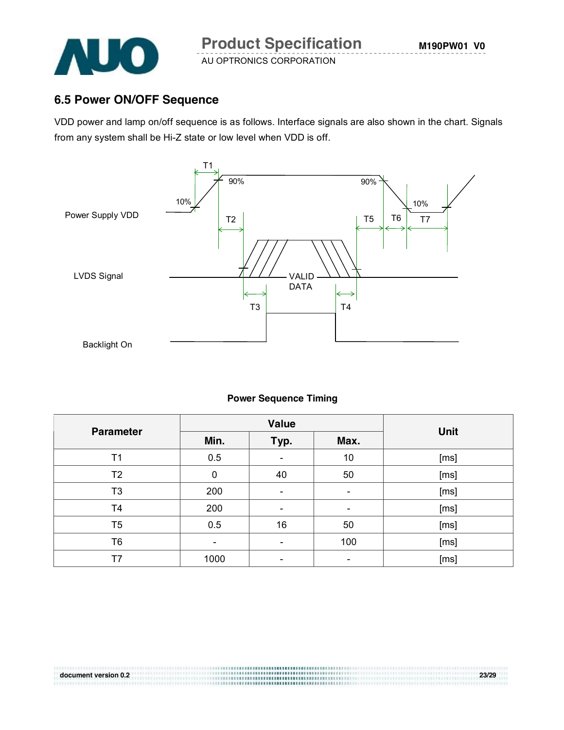## 6.5 Power ON/OFF Sequence

VDD power and lamp on/off sequence is as follows. Interface signals are also shown in the chart. Signals from any system shall be Hi-Z state or low level when VDD is off.

**Power Sequence Timing**

| Parameter | Value | | | Unit |
|---|---|---|---|---|
| | Min. | Typ. | Max. | |
| T1 | 0.5 | - | 10 | [ms] |
| T2 | 0 | 40 | 50 | [ms] |
| T3 | 200 | - | - | [ms] |
| T4 | 200 | - | - | [ms] |
| T5 | 0.5 | 16 | 50 | [ms] |
| T6 | - | - | 100 | [ms] |
| T7 | 1000 | - | - | [ms] |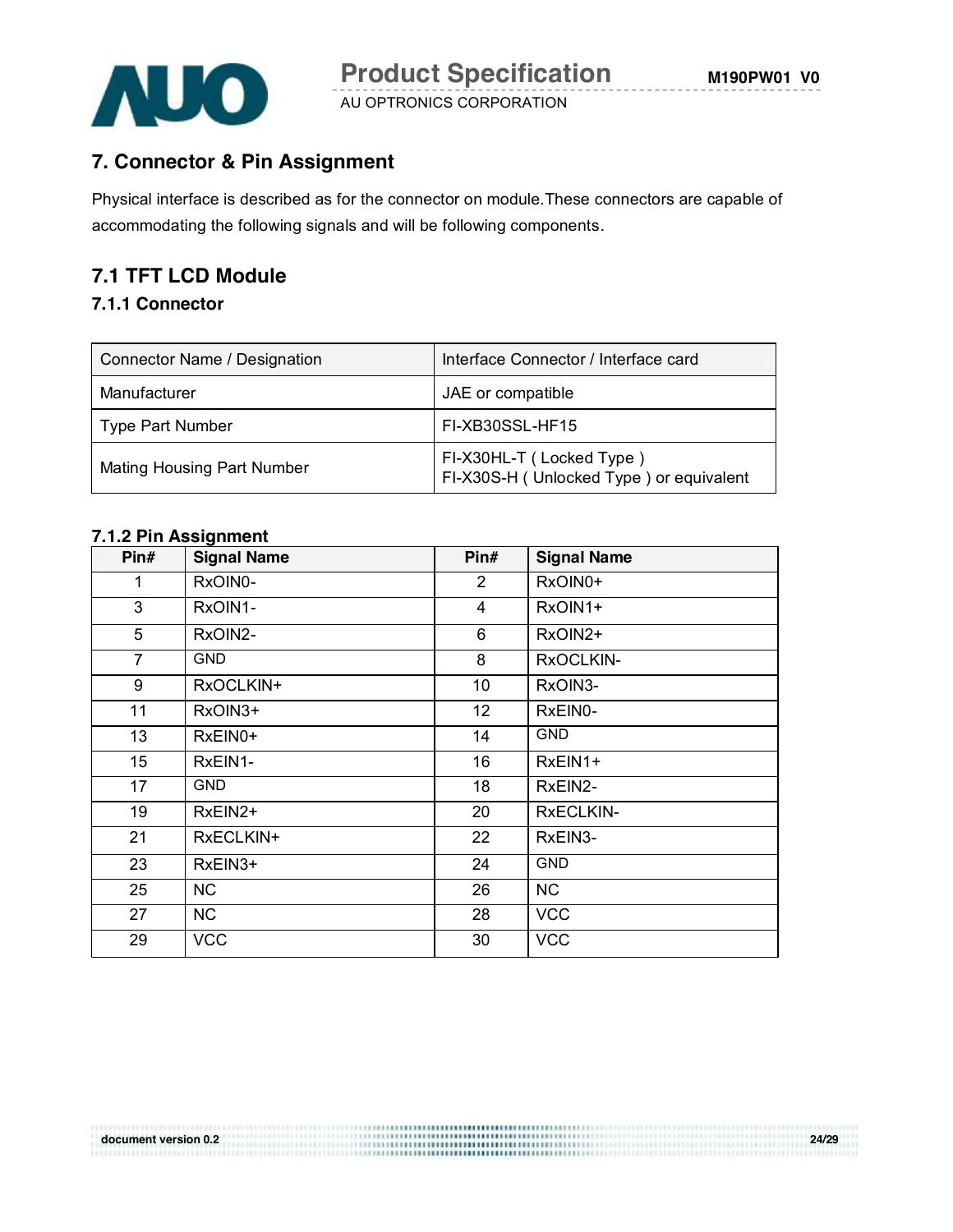## 7. Connector & Pin Assignment

Physical interface is described as for the connector on module.These connectors are capable of accommodating the following signals and will be following components.

## 7.1 TFT LCD Module

### 7.1.1 Connector

| Connector Name / Designation | Interface Connector / Interface card |
|---|---|
| Manufacturer | JAE or compatible |
| Type Part Number | FI-XB30SSL-HF15 |
| Mating Housing Part Number | FI-X30HL-T ( Locked Type )<br>FI-X30S-H ( Unlocked Type ) or equivalent |

### 7.1.2 Pin Assignment

| Pin# | Signal Name | Pin# | Signal Name |
|---|---|---|---|
| 1 | RxOIN0- | 2 | RxOIN0+ |
| 3 | RxOIN1- | 4 | RxOIN1+ |
| 5 | RxOIN2- | 6 | RxOIN2+ |
| 7 | GND | 8 | RxOCLKIN- |
| 9 | RxOCLKIN+ | 10 | RxOIN3- |
| 11 | RxOIN3+ | 12 | RxEIN0- |
| 13 | RxEIN0+ | 14 | GND |
| 15 | RxEIN1- | 16 | RxEIN1+ |
| 17 | GND | 18 | RxEIN2- |
| 19 | RxEIN2+ | 20 | RxECLKIN- |
| 21 | RxECLKIN+ | 22 | RxEIN3- |
| 23 | RxEIN3+ | 24 | GND |
| 25 | NC | 26 | NC |
| 27 | NC | 28 | VCC |
| 29 | VCC | 30 | VCC |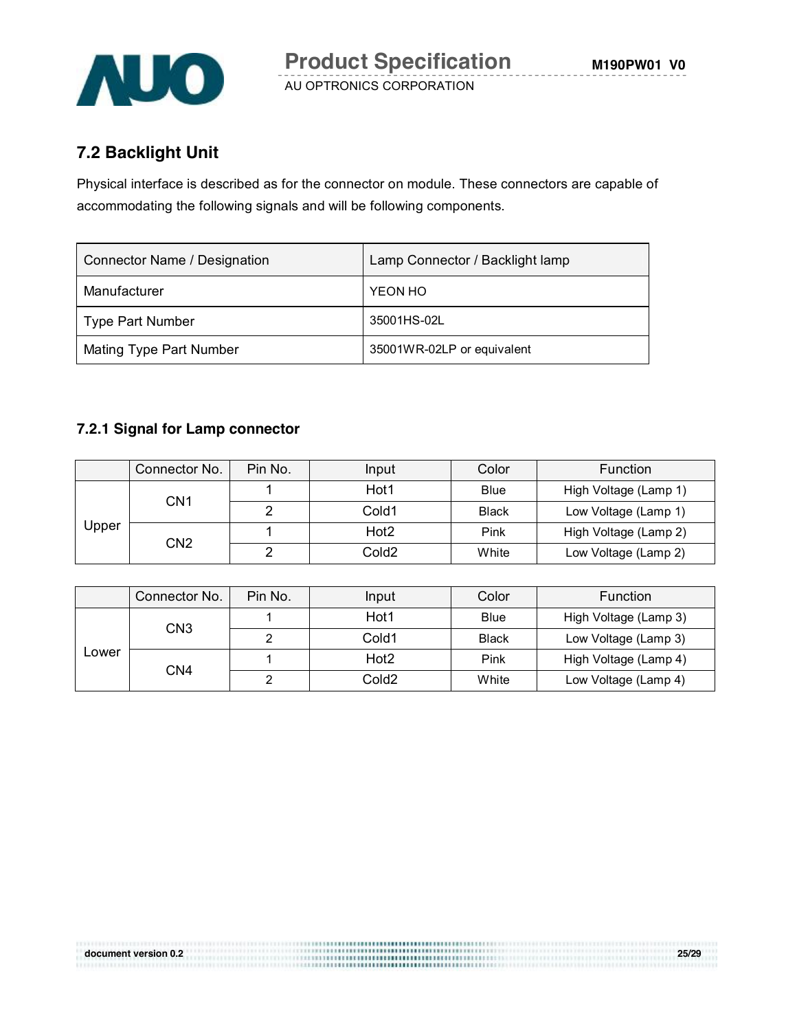## 7.2 Backlight Unit

Physical interface is described as for the connector on module. These connectors are capable of accommodating the following signals and will be following components.

| Connector Name / Designation | Lamp Connector / Backlight lamp |
|---|---|
| Manufacturer | YEON HO |
| Type Part Number | 35001HS-02L |
| Mating Type Part Number | 35001WR-02LP or equivalent |

### 7.2.1 Signal for Lamp connector

| | Connector No. | Pin No. | Input | Color | Function |
|---|---|---|---|---|---|
| Upper | CN1 | 1 | Hot1 | Blue | High Voltage (Lamp 1) |
| | | 2 | Cold1 | Black | Low Voltage (Lamp 1) |
| | CN2 | 1 | Hot2 | Pink | High Voltage (Lamp 2) |
| | | 2 | Cold2 | White | Low Voltage (Lamp 2) |

| | Connector No. | Pin No. | Input | Color | Function |
|---|---|---|---|---|---|
| Lower | CN3 | 1 | Hot1 | Blue | High Voltage (Lamp 3) |
| | | 2 | Cold1 | Black | Low Voltage (Lamp 3) |
| | CN4 | 1 | Hot2 | Pink | High Voltage (Lamp 4) |
| | | 2 | Cold2 | White | Low Voltage (Lamp 4) |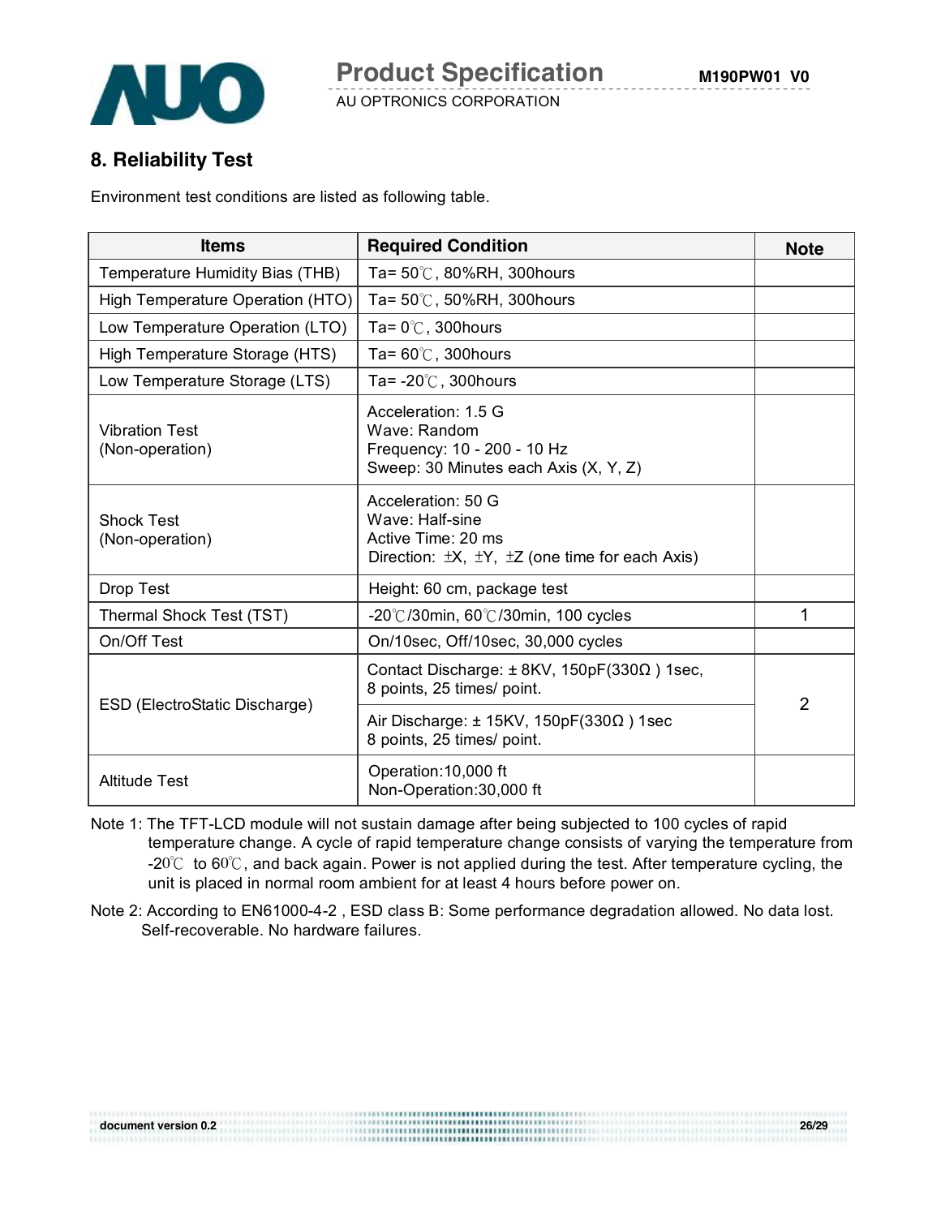## 8. Reliability Test

Environment test conditions are listed as following table.

| Items | Required Condition | Note |
|---|---|---|
| Temperature Humidity Bias (THB) | Ta= 50℃, 80%RH, 300hours | |
| High Temperature Operation (HTO) | Ta= 50℃, 50%RH, 300hours | |
| Low Temperature Operation (LTO) | Ta= 0℃, 300hours | |
| High Temperature Storage (HTS) | Ta= 60℃, 300hours | |
| Low Temperature Storage (LTS) | Ta= -20℃, 300hours | |
| Vibration Test (Non-operation) | Acceleration: 1.5 G<br>Wave: Random<br>Frequency: 10 - 200 - 10 Hz<br>Sweep: 30 Minutes each Axis (X, Y, Z) | |
| Shock Test (Non-operation) | Acceleration: 50 G<br>Wave: Half-sine<br>Active Time: 20 ms<br>Direction: ±X, ±Y, ±Z (one time for each Axis) | |
| Drop Test | Height: 60 cm, package test | |
| Thermal Shock Test (TST) | -20℃/30min, 60℃/30min, 100 cycles | 1 |
| On/Off Test | On/10sec, Off/10sec, 30,000 cycles | |
| ESD (ElectroStatic Discharge) | Contact Discharge: ± 8KV, 150pF(330Ω ) 1sec, 8 points, 25 times/ point. | 2 |
| | Air Discharge: ± 15KV, 150pF(330Ω ) 1sec 8 points, 25 times/ point. | |
| Altitude Test | Operation:10,000 ft<br>Non-Operation:30,000 ft | |

Note 1: The TFT-LCD module will not sustain damage after being subjected to 100 cycles of rapid temperature change. A cycle of rapid temperature change consists of varying the temperature from -20℃ to 60℃, and back again. Power is not applied during the test. After temperature cycling, the unit is placed in normal room ambient for at least 4 hours before power on.

Note 2: According to EN61000-4-2 , ESD class B: Some performance degradation allowed. No data lost. Self-recoverable. No hardware failures.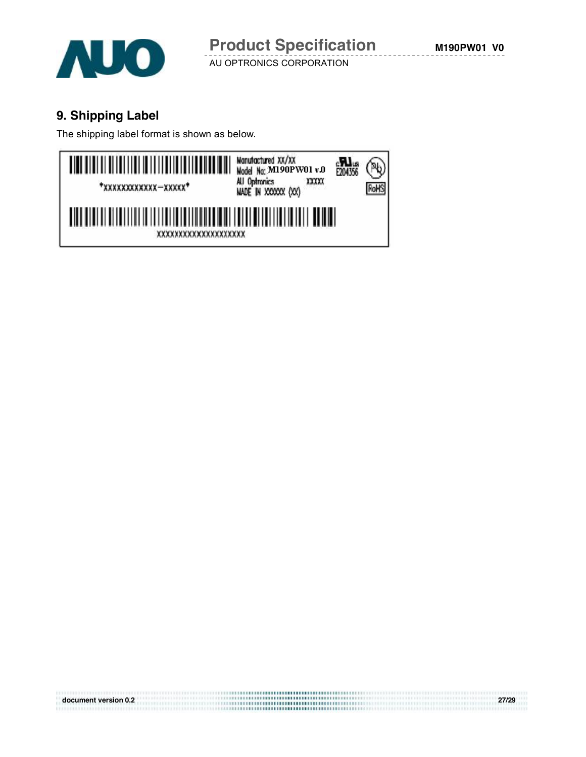## 9. Shipping Label

The shipping label format is shown as below.

*XXXXXXXXXXXX-XXXXX*

Manufactured XX/XX
Model No: M190PW01 v.0
AU Optronics XXXXX
MADE IN XXXXXX (XX)

E204356

RoHS

XXXXXXXXXXXXXXXXXXXX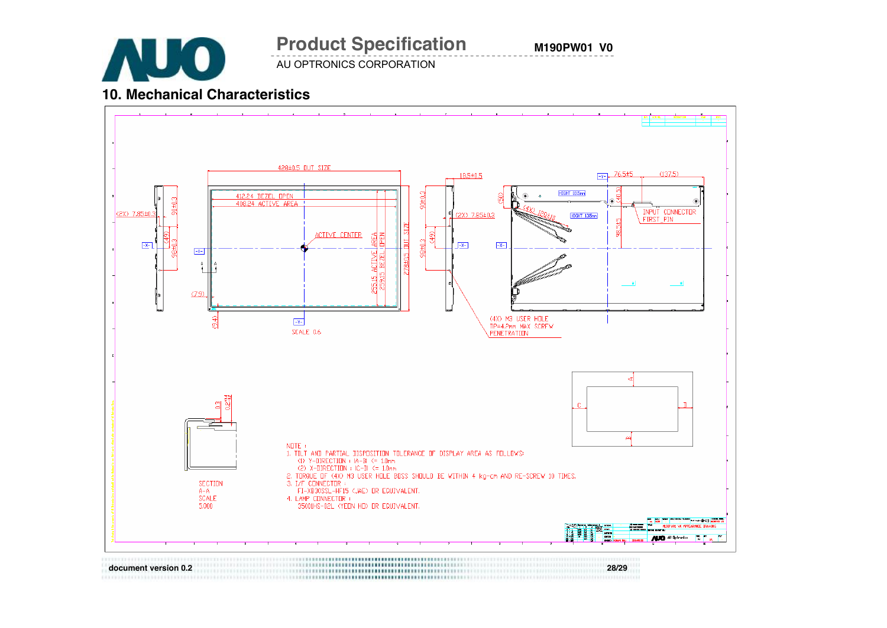## 10. Mechanical Characteristics

428±0.5 OUT SIZE

412.24 BEZEL OPEN

408.24 ACTIVE AREA

ACTIVE CENTER

255.15 ACTIVE AREA

259.15 BEZEL OPEN

278±0.5 OUT SIZE

(2X) 7.85±0.3

91±0.3

(49)

98±0.3

(7.9)

(9.4)

SCALE 0.6

16.5±0.5

90±0.3

(2X) 7.85±0.3

(49)

98±0.3

(4X) M3 USER HOLE
DP=4.2mm MAX SCREW
PENETRATION

76.5±5

(137.5)

(50)

(40.5)

HIGHT 18.5mm

HIGHT 13.5mm

(4X) 120±10

INPUT CONNECTOR
FIRST PIN

98.5±5

SECTION
A-A
SCALE
5.000

NOTE :

1. TILT AND PARTIAL DISPOSITION TOLERANCE OF DISPLAY AREA AS FOLLOWS:
   (1) Y-DIRECTION : |A-B| <= 1.0mm
   (2) X-DIRECTION : |C-D| <= 1.0mm
2. TORQUE OF (4X) M3 USER HOLE BOSS SHOULD BE WITHIN 4 kg-cm AND RE-SCREW 10 TIMES.
3. I/F CONNECTOR :
   FI-XB30SSL-HF15 (JAE) OR EQUIVALENT.
4. LAMP CONNECTOR :
   35001HS-02L (YEON HO) OR EQUIVALENT.